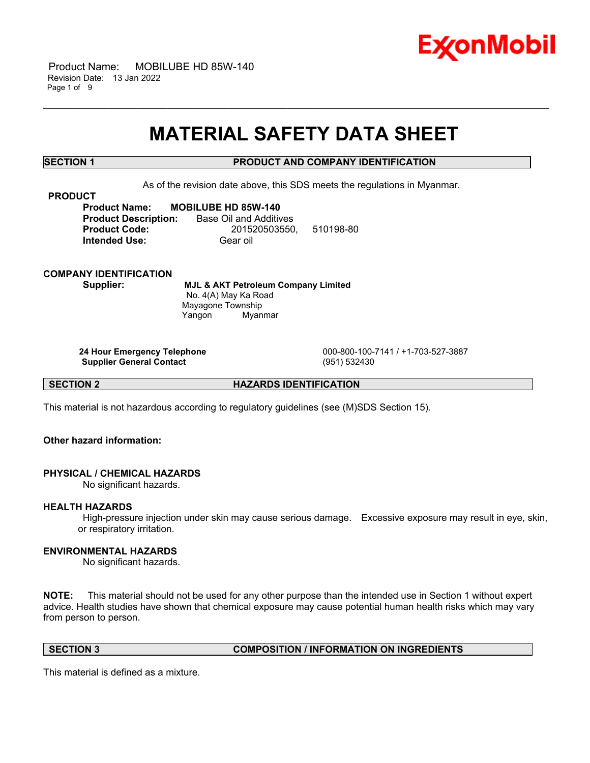# MATERIAL SAFETY DATA SHEET

## SECTION 1 PRODUCT AND COMPANY IDENTIFICATION

As of the revision date above, this SDS meets the regulations in Myanmar.

### PRODUCT

**Product Name:** **MOBILUBE HD 85W-140**
**Product Description:** Base Oil and Additives
**Product Code:** 201520503550, 510198-80
**Intended Use:** Gear oil

### COMPANY IDENTIFICATION

**Supplier:** **MJL & AKT Petroleum Company Limited**
No. 4(A) May Ka Road
Mayagone Township
Yangon Myanmar

**24 Hour Emergency Telephone** 000-800-100-7141 / +1-703-527-3887
**Supplier General Contact** (951) 532430

## SECTION 2 HAZARDS IDENTIFICATION

This material is not hazardous according to regulatory guidelines (see (M)SDS Section 15).

**Other hazard information:**

### PHYSICAL / CHEMICAL HAZARDS

No significant hazards.

### HEALTH HAZARDS

High-pressure injection under skin may cause serious damage. Excessive exposure may result in eye, skin, or respiratory irritation.

### ENVIRONMENTAL HAZARDS

No significant hazards.

**NOTE:** This material should not be used for any other purpose than the intended use in Section 1 without expert advice. Health studies have shown that chemical exposure may cause potential human health risks which may vary from person to person.

## SECTION 3 COMPOSITION / INFORMATION ON INGREDIENTS

This material is defined as a mixture.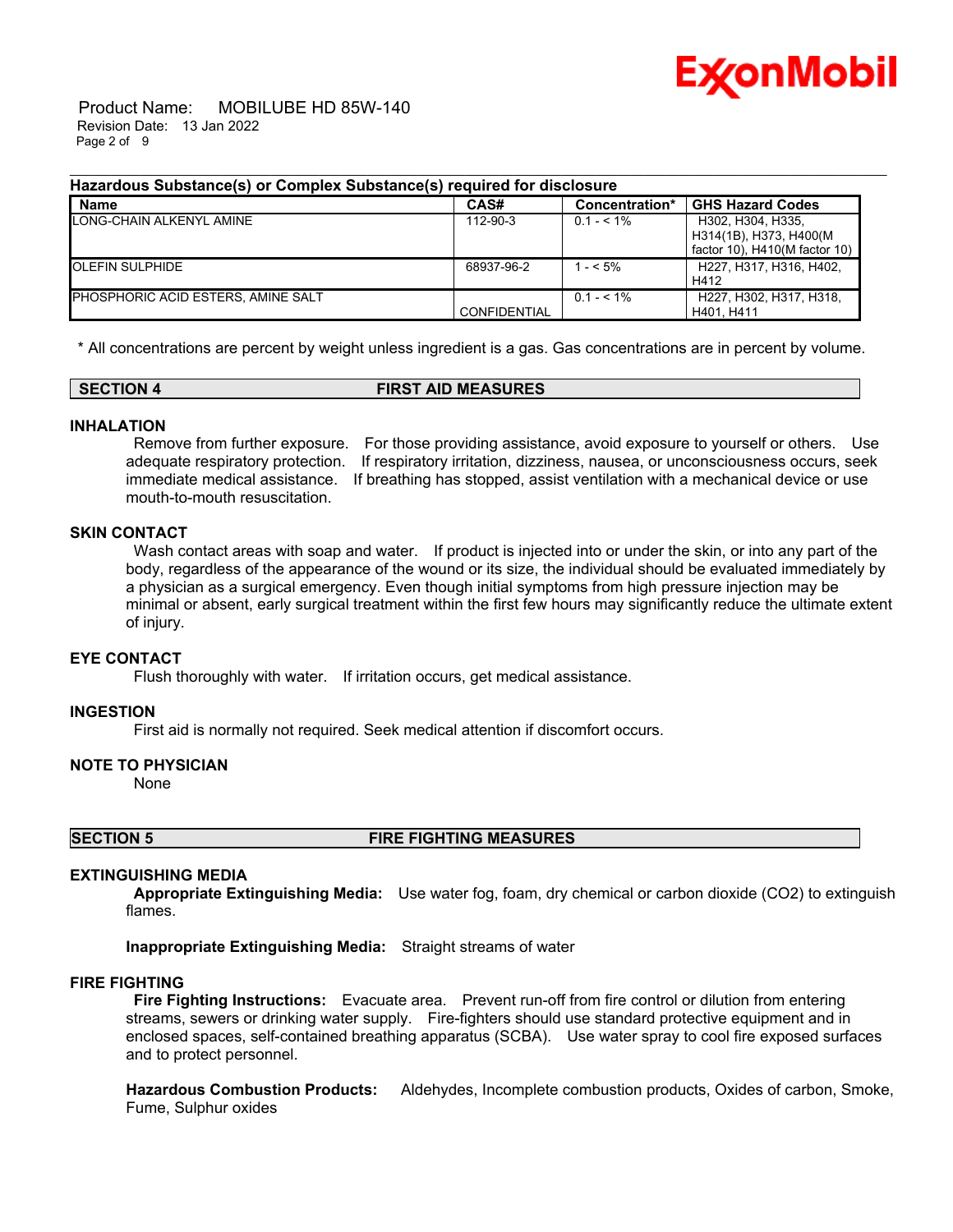**Hazardous Substance(s) or Complex Substance(s) required for disclosure**

| Name | CAS# | Concentration* | GHS Hazard Codes |
| --- | --- | --- | --- |
| LONG-CHAIN ALKENYL AMINE | 112-90-3 | 0.1 - < 1% | H302, H304, H335, H314(1B), H373, H400(M factor 10), H410(M factor 10) |
| OLEFIN SULPHIDE | 68937-96-2 | 1 - < 5% | H227, H317, H316, H402, H412 |
| PHOSPHORIC ACID ESTERS, AMINE SALT | CONFIDENTIAL | 0.1 - < 1% | H227, H302, H317, H318, H401, H411 |

\* All concentrations are percent by weight unless ingredient is a gas. Gas concentrations are in percent by volume.

## SECTION 4 FIRST AID MEASURES

### INHALATION

Remove from further exposure. For those providing assistance, avoid exposure to yourself or others. Use adequate respiratory protection. If respiratory irritation, dizziness, nausea, or unconsciousness occurs, seek immediate medical assistance. If breathing has stopped, assist ventilation with a mechanical device or use mouth-to-mouth resuscitation.

### SKIN CONTACT

Wash contact areas with soap and water. If product is injected into or under the skin, or into any part of the body, regardless of the appearance of the wound or its size, the individual should be evaluated immediately by a physician as a surgical emergency. Even though initial symptoms from high pressure injection may be minimal or absent, early surgical treatment within the first few hours may significantly reduce the ultimate extent of injury.

### EYE CONTACT

Flush thoroughly with water. If irritation occurs, get medical assistance.

### INGESTION

First aid is normally not required. Seek medical attention if discomfort occurs.

### NOTE TO PHYSICIAN

None

## SECTION 5 FIRE FIGHTING MEASURES

### EXTINGUISHING MEDIA

**Appropriate Extinguishing Media:** Use water fog, foam, dry chemical or carbon dioxide ($CO_2$) to extinguish flames.

**Inappropriate Extinguishing Media:** Straight streams of water

### FIRE FIGHTING

**Fire Fighting Instructions:** Evacuate area. Prevent run-off from fire control or dilution from entering streams, sewers or drinking water supply. Fire-fighters should use standard protective equipment and in enclosed spaces, self-contained breathing apparatus (SCBA). Use water spray to cool fire exposed surfaces and to protect personnel.

**Hazardous Combustion Products:** Aldehydes, Incomplete combustion products, Oxides of carbon, Smoke, Fume, Sulphur oxides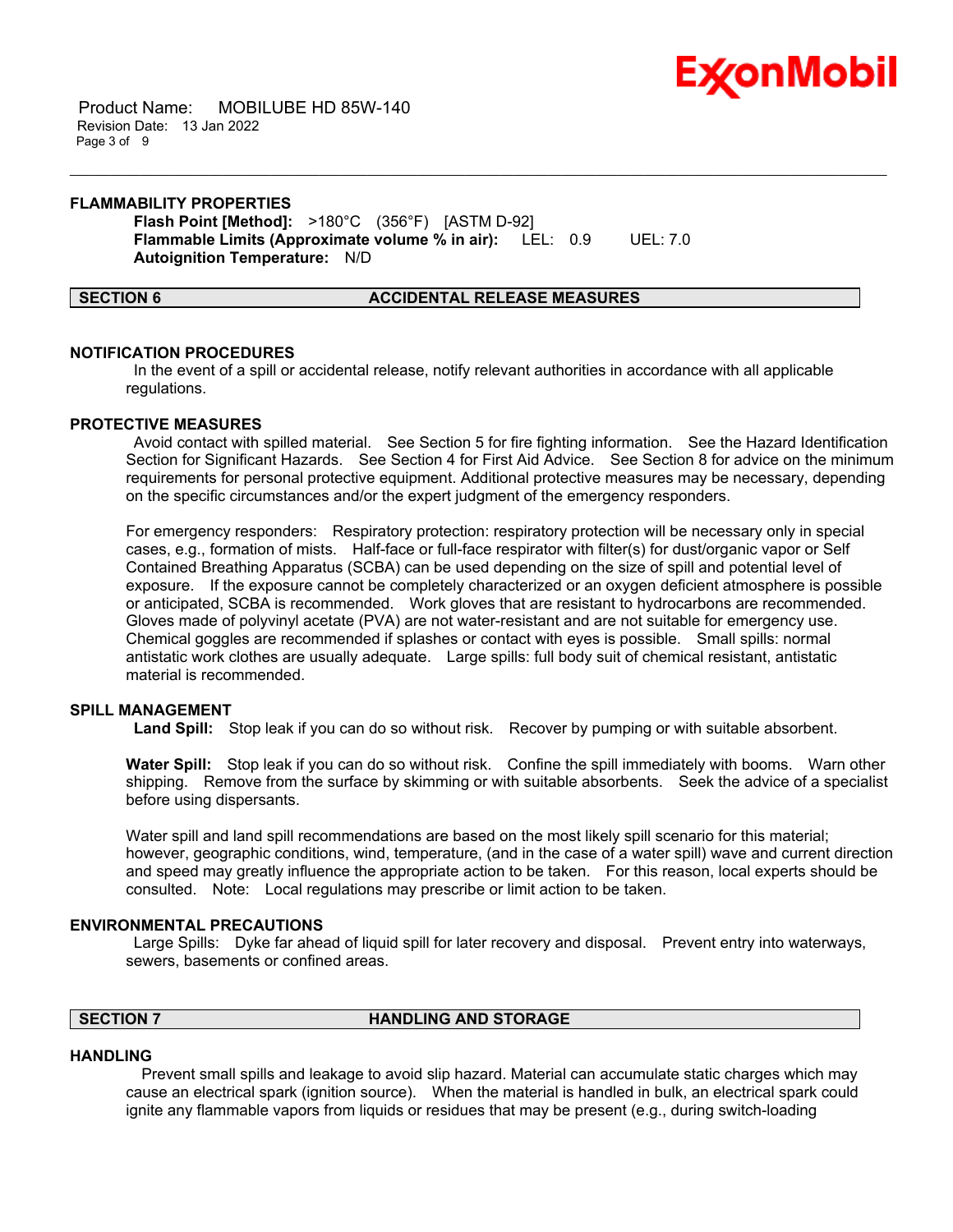### FLAMMABILITY PROPERTIES

**Flash Point [Method]:** >180°C (356°F) [ASTM D-92]
**Flammable Limits (Approximate volume % in air):** LEL: 0.9 UEL: 7.0
**Autoignition Temperature:** N/D

## SECTION 6 ACCIDENTAL RELEASE MEASURES

### NOTIFICATION PROCEDURES

In the event of a spill or accidental release, notify relevant authorities in accordance with all applicable regulations.

### PROTECTIVE MEASURES

Avoid contact with spilled material. See Section 5 for fire fighting information. See the Hazard Identification Section for Significant Hazards. See Section 4 for First Aid Advice. See Section 8 for advice on the minimum requirements for personal protective equipment. Additional protective measures may be necessary, depending on the specific circumstances and/or the expert judgment of the emergency responders.

For emergency responders: Respiratory protection: respiratory protection will be necessary only in special cases, e.g., formation of mists. Half-face or full-face respirator with filter(s) for dust/organic vapor or Self Contained Breathing Apparatus (SCBA) can be used depending on the size of spill and potential level of exposure. If the exposure cannot be completely characterized or an oxygen deficient atmosphere is possible or anticipated, SCBA is recommended. Work gloves that are resistant to hydrocarbons are recommended. Gloves made of polyvinyl acetate (PVA) are not water-resistant and are not suitable for emergency use. Chemical goggles are recommended if splashes or contact with eyes is possible. Small spills: normal antistatic work clothes are usually adequate. Large spills: full body suit of chemical resistant, antistatic material is recommended.

### SPILL MANAGEMENT

**Land Spill:** Stop leak if you can do so without risk. Recover by pumping or with suitable absorbent.

**Water Spill:** Stop leak if you can do so without risk. Confine the spill immediately with booms. Warn other shipping. Remove from the surface by skimming or with suitable absorbents. Seek the advice of a specialist before using dispersants.

Water spill and land spill recommendations are based on the most likely spill scenario for this material; however, geographic conditions, wind, temperature, (and in the case of a water spill) wave and current direction and speed may greatly influence the appropriate action to be taken. For this reason, local experts should be consulted. Note: Local regulations may prescribe or limit action to be taken.

### ENVIRONMENTAL PRECAUTIONS

Large Spills: Dyke far ahead of liquid spill for later recovery and disposal. Prevent entry into waterways, sewers, basements or confined areas.

## SECTION 7 HANDLING AND STORAGE

### HANDLING

Prevent small spills and leakage to avoid slip hazard. Material can accumulate static charges which may cause an electrical spark (ignition source). When the material is handled in bulk, an electrical spark could ignite any flammable vapors from liquids or residues that may be present (e.g., during switch-loading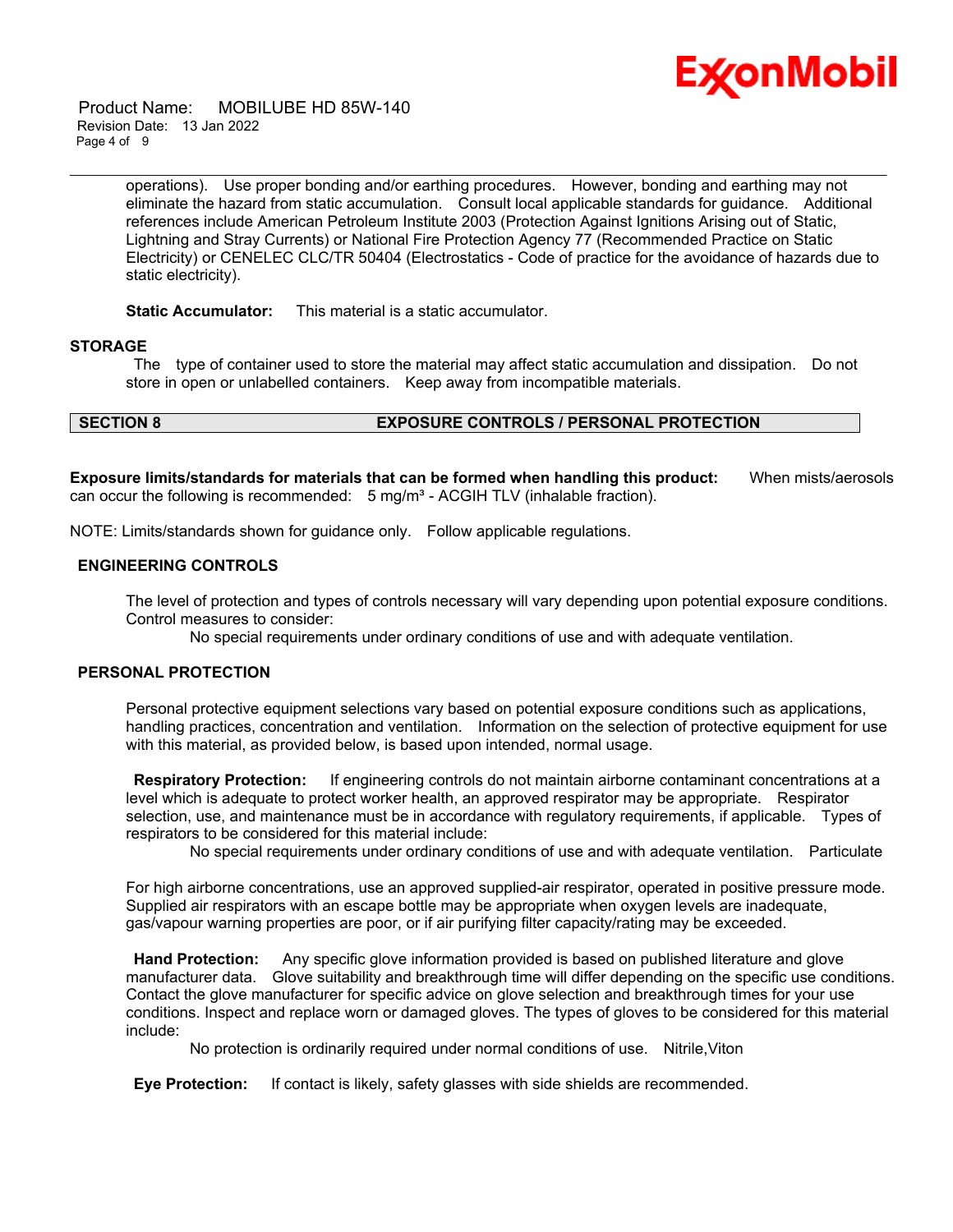operations). Use proper bonding and/or earthing procedures. However, bonding and earthing may not eliminate the hazard from static accumulation. Consult local applicable standards for guidance. Additional references include American Petroleum Institute 2003 (Protection Against Ignitions Arising out of Static, Lightning and Stray Currents) or National Fire Protection Agency 77 (Recommended Practice on Static Electricity) or CENELEC CLC/TR 50404 (Electrostatics - Code of practice for the avoidance of hazards due to static electricity).

**Static Accumulator:** This material is a static accumulator.

### STORAGE

The type of container used to store the material may affect static accumulation and dissipation. Do not store in open or unlabelled containers. Keep away from incompatible materials.

## SECTION 8 EXPOSURE CONTROLS / PERSONAL PROTECTION

**Exposure limits/standards for materials that can be formed when handling this product:** When mists/aerosols can occur the following is recommended: 5 mg/m³ - ACGIH TLV (inhalable fraction).

NOTE: Limits/standards shown for guidance only. Follow applicable regulations.

### ENGINEERING CONTROLS

The level of protection and types of controls necessary will vary depending upon potential exposure conditions. Control measures to consider:

No special requirements under ordinary conditions of use and with adequate ventilation.

### PERSONAL PROTECTION

Personal protective equipment selections vary based on potential exposure conditions such as applications, handling practices, concentration and ventilation. Information on the selection of protective equipment for use with this material, as provided below, is based upon intended, normal usage.

**Respiratory Protection:** If engineering controls do not maintain airborne contaminant concentrations at a level which is adequate to protect worker health, an approved respirator may be appropriate. Respirator selection, use, and maintenance must be in accordance with regulatory requirements, if applicable. Types of respirators to be considered for this material include:

No special requirements under ordinary conditions of use and with adequate ventilation. Particulate

For high airborne concentrations, use an approved supplied-air respirator, operated in positive pressure mode. Supplied air respirators with an escape bottle may be appropriate when oxygen levels are inadequate, gas/vapour warning properties are poor, or if air purifying filter capacity/rating may be exceeded.

**Hand Protection:** Any specific glove information provided is based on published literature and glove manufacturer data. Glove suitability and breakthrough time will differ depending on the specific use conditions. Contact the glove manufacturer for specific advice on glove selection and breakthrough times for your use conditions. Inspect and replace worn or damaged gloves. The types of gloves to be considered for this material include:

No protection is ordinarily required under normal conditions of use. Nitrile,Viton

**Eye Protection:** If contact is likely, safety glasses with side shields are recommended.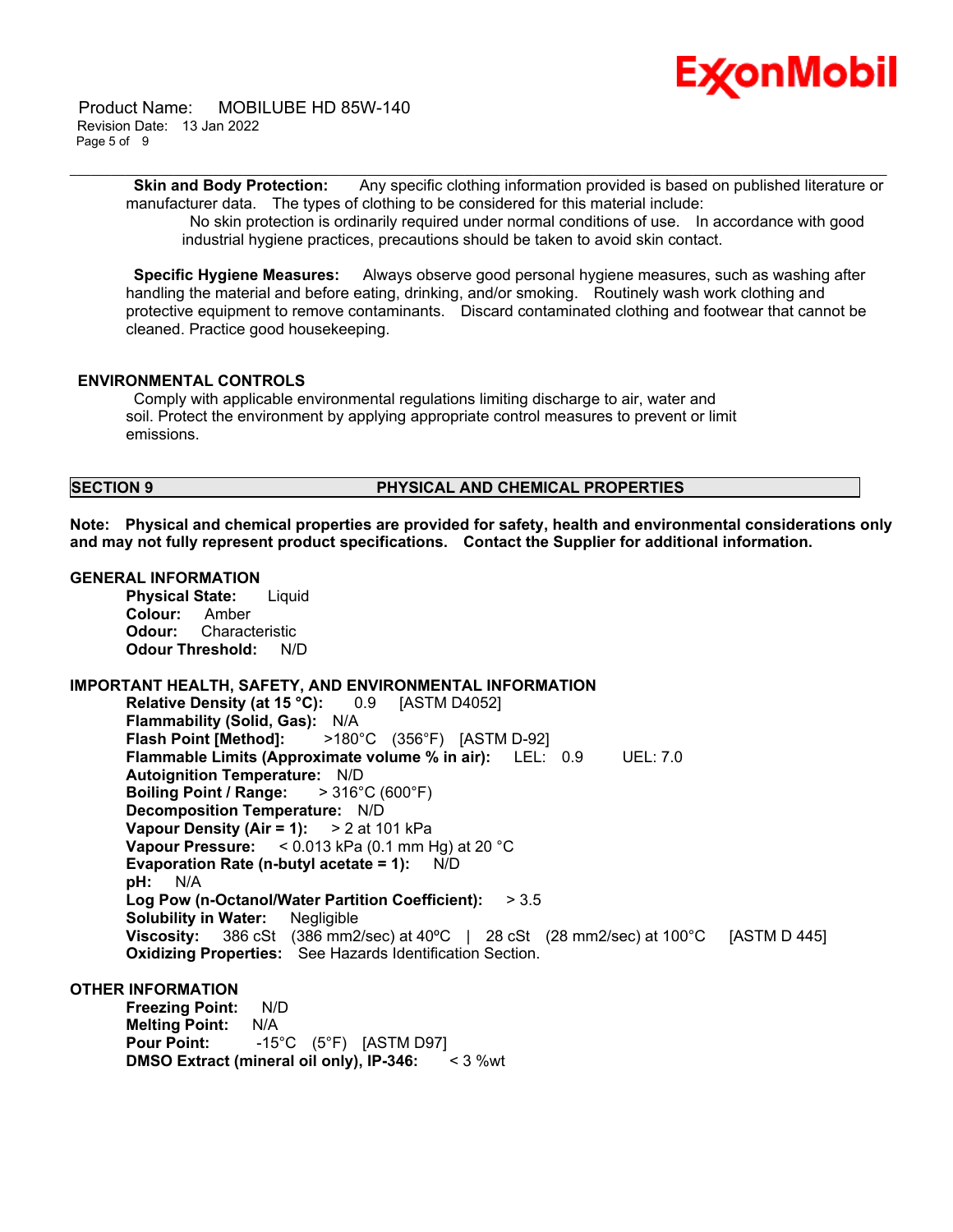**Skin and Body Protection:** Any specific clothing information provided is based on published literature or manufacturer data. The types of clothing to be considered for this material include:

No skin protection is ordinarily required under normal conditions of use. In accordance with good industrial hygiene practices, precautions should be taken to avoid skin contact.

**Specific Hygiene Measures:** Always observe good personal hygiene measures, such as washing after handling the material and before eating, drinking, and/or smoking. Routinely wash work clothing and protective equipment to remove contaminants. Discard contaminated clothing and footwear that cannot be cleaned. Practice good housekeeping.

### ENVIRONMENTAL CONTROLS

Comply with applicable environmental regulations limiting discharge to air, water and soil. Protect the environment by applying appropriate control measures to prevent or limit emissions.

## SECTION 9 PHYSICAL AND CHEMICAL PROPERTIES

**Note: Physical and chemical properties are provided for safety, health and environmental considerations only and may not fully represent product specifications. Contact the Supplier for additional information.**

### GENERAL INFORMATION

**Physical State:** Liquid
**Colour:** Amber
**Odour:** Characteristic
**Odour Threshold:** N/D

### IMPORTANT HEALTH, SAFETY, AND ENVIRONMENTAL INFORMATION

**Relative Density (at 15 °C):** 0.9 [ASTM D4052]
**Flammability (Solid, Gas):** N/A
**Flash Point [Method]:** >180°C (356°F) [ASTM D-92]
**Flammable Limits (Approximate volume % in air):** LEL: 0.9 UEL: 7.0
**Autoignition Temperature:** N/D
**Boiling Point / Range:** > 316°C (600°F)
**Decomposition Temperature:** N/D
**Vapour Density (Air = 1):** > 2 at 101 kPa
**Vapour Pressure:** < 0.013 kPa (0.1 mm Hg) at 20 °C
**Evaporation Rate (n-butyl acetate = 1):** N/D
**pH:** N/A
**Log Pow (n-Octanol/Water Partition Coefficient):** > 3.5
**Solubility in Water:** Negligible
**Viscosity:** 386 cSt (386 mm2/sec) at 40ºC | 28 cSt (28 mm2/sec) at 100°C [ASTM D 445]
**Oxidizing Properties:** See Hazards Identification Section.

### OTHER INFORMATION

**Freezing Point:** N/D
**Melting Point:** N/A
**Pour Point:** -15°C (5°F) [ASTM D97]
**DMSO Extract (mineral oil only), IP-346:** < 3 %wt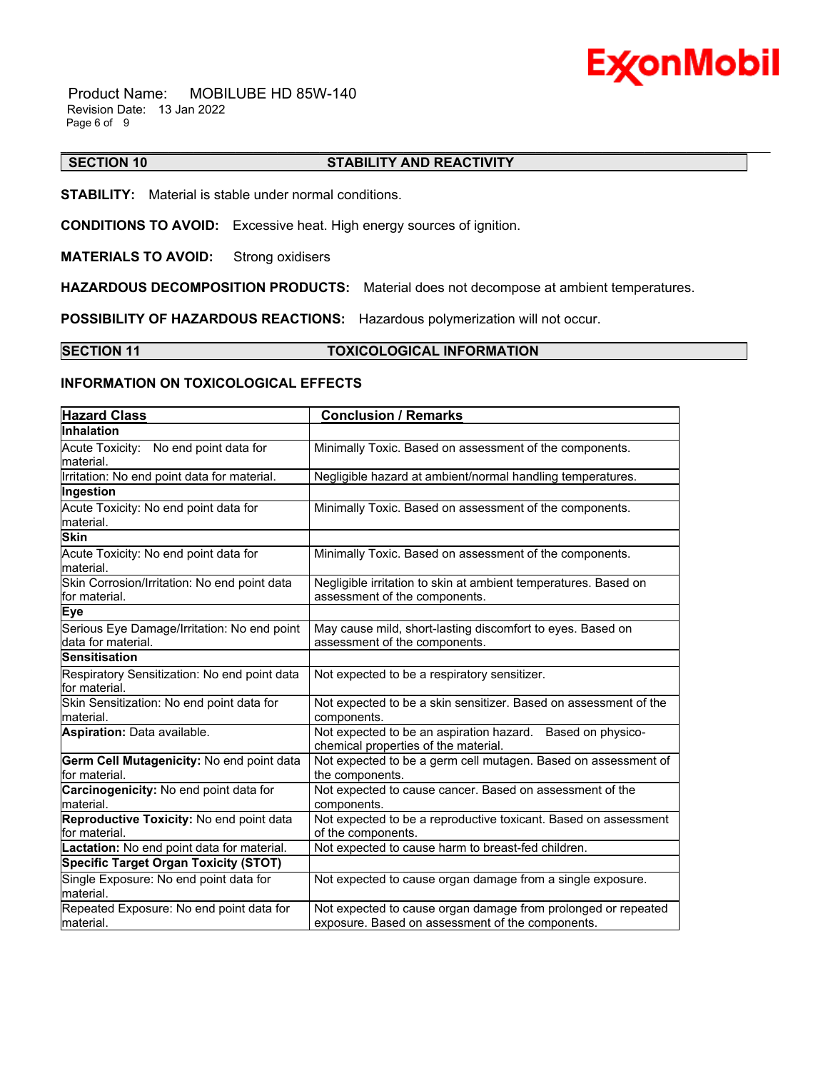## SECTION 10 STABILITY AND REACTIVITY

**STABILITY:** Material is stable under normal conditions.

**CONDITIONS TO AVOID:** Excessive heat. High energy sources of ignition.

**MATERIALS TO AVOID:** Strong oxidisers

**HAZARDOUS DECOMPOSITION PRODUCTS:** Material does not decompose at ambient temperatures.

**POSSIBILITY OF HAZARDOUS REACTIONS:** Hazardous polymerization will not occur.

## SECTION 11 TOXICOLOGICAL INFORMATION

### INFORMATION ON TOXICOLOGICAL EFFECTS

| Hazard Class | Conclusion / Remarks |
|---|---|
| **Inhalation** | |
| Acute Toxicity: No end point data for material. | Minimally Toxic. Based on assessment of the components. |
| Irritation: No end point data for material. | Negligible hazard at ambient/normal handling temperatures. |
| **Ingestion** | |
| Acute Toxicity: No end point data for material. | Minimally Toxic. Based on assessment of the components. |
| **Skin** | |
| Acute Toxicity: No end point data for material. | Minimally Toxic. Based on assessment of the components. |
| Skin Corrosion/Irritation: No end point data for material. | Negligible irritation to skin at ambient temperatures. Based on assessment of the components. |
| **Eye** | |
| Serious Eye Damage/Irritation: No end point data for material. | May cause mild, short-lasting discomfort to eyes. Based on assessment of the components. |
| **Sensitisation** | |
| Respiratory Sensitization: No end point data for material. | Not expected to be a respiratory sensitizer. |
| Skin Sensitization: No end point data for material. | Not expected to be a skin sensitizer. Based on assessment of the components. |
| **Aspiration:** Data available. | Not expected to be an aspiration hazard. Based on physico-chemical properties of the material. |
| **Germ Cell Mutagenicity:** No end point data for material. | Not expected to be a germ cell mutagen. Based on assessment of the components. |
| **Carcinogenicity:** No end point data for material. | Not expected to cause cancer. Based on assessment of the components. |
| **Reproductive Toxicity:** No end point data for material. | Not expected to be a reproductive toxicant. Based on assessment of the components. |
| **Lactation:** No end point data for material. | Not expected to cause harm to breast-fed children. |
| **Specific Target Organ Toxicity (STOT)** | |
| Single Exposure: No end point data for material. | Not expected to cause organ damage from a single exposure. |
| Repeated Exposure: No end point data for material. | Not expected to cause organ damage from prolonged or repeated exposure. Based on assessment of the components. |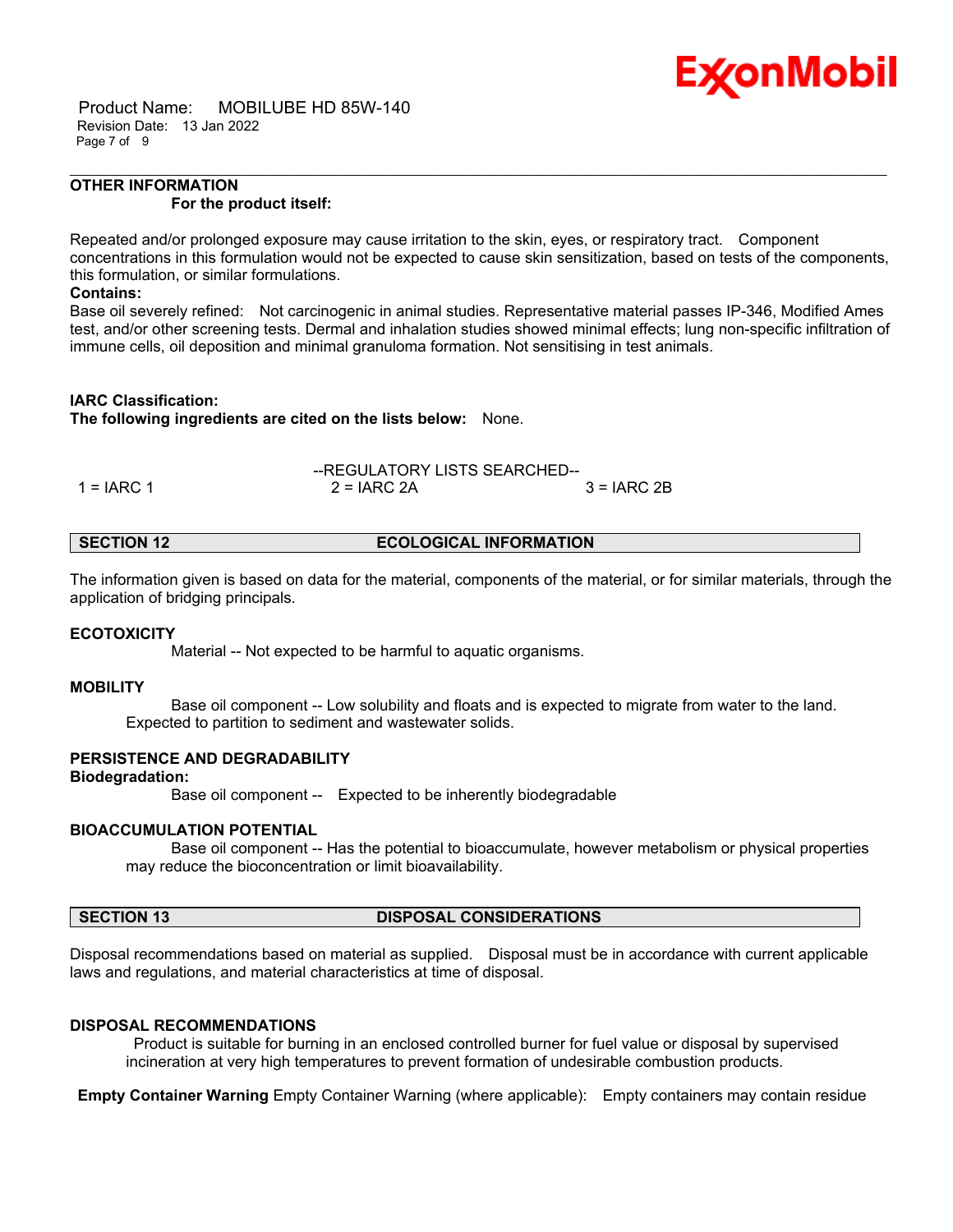**OTHER INFORMATION**

**For the product itself:**

Repeated and/or prolonged exposure may cause irritation to the skin, eyes, or respiratory tract. Component concentrations in this formulation would not be expected to cause skin sensitization, based on tests of the components, this formulation, or similar formulations.

**Contains:**

Base oil severely refined: Not carcinogenic in animal studies. Representative material passes IP-346, Modified Ames test, and/or other screening tests. Dermal and inhalation studies showed minimal effects; lung non-specific infiltration of immune cells, oil deposition and minimal granuloma formation. Not sensitising in test animals.

**IARC Classification:**

**The following ingredients are cited on the lists below:** None.

--REGULATORY LISTS SEARCHED--

| 1 = IARC 1 | 2 = IARC 2A | 3 = IARC 2B |
|---|---|---|

## SECTION 12 ECOLOGICAL INFORMATION

The information given is based on data for the material, components of the material, or for similar materials, through the application of bridging principals.

**ECOTOXICITY**

Material -- Not expected to be harmful to aquatic organisms.

**MOBILITY**

Base oil component -- Low solubility and floats and is expected to migrate from water to the land. Expected to partition to sediment and wastewater solids.

**PERSISTENCE AND DEGRADABILITY**

**Biodegradation:**

Base oil component -- Expected to be inherently biodegradable

**BIOACCUMULATION POTENTIAL**

Base oil component -- Has the potential to bioaccumulate, however metabolism or physical properties may reduce the bioconcentration or limit bioavailability.

## SECTION 13 DISPOSAL CONSIDERATIONS

Disposal recommendations based on material as supplied. Disposal must be in accordance with current applicable laws and regulations, and material characteristics at time of disposal.

**DISPOSAL RECOMMENDATIONS**

Product is suitable for burning in an enclosed controlled burner for fuel value or disposal by supervised incineration at very high temperatures to prevent formation of undesirable combustion products.

**Empty Container Warning** Empty Container Warning (where applicable): Empty containers may contain residue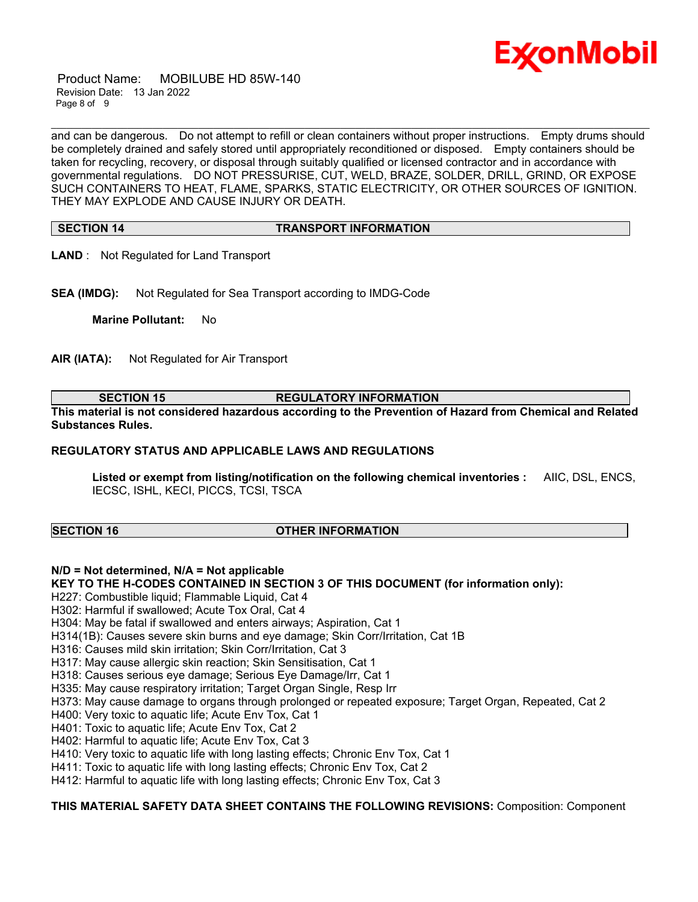and can be dangerous. Do not attempt to refill or clean containers without proper instructions. Empty drums should be completely drained and safely stored until appropriately reconditioned or disposed. Empty containers should be taken for recycling, recovery, or disposal through suitably qualified or licensed contractor and in accordance with governmental regulations. DO NOT PRESSURISE, CUT, WELD, BRAZE, SOLDER, DRILL, GRIND, OR EXPOSE SUCH CONTAINERS TO HEAT, FLAME, SPARKS, STATIC ELECTRICITY, OR OTHER SOURCES OF IGNITION. THEY MAY EXPLODE AND CAUSE INJURY OR DEATH.

## SECTION 14 TRANSPORT INFORMATION

**LAND** : Not Regulated for Land Transport

**SEA (IMDG):** Not Regulated for Sea Transport according to IMDG-Code

**Marine Pollutant:** No

**AIR (IATA):** Not Regulated for Air Transport

## SECTION 15 REGULATORY INFORMATION

**This material is not considered hazardous according to the Prevention of Hazard from Chemical and Related Substances Rules.**

**REGULATORY STATUS AND APPLICABLE LAWS AND REGULATIONS**

**Listed or exempt from listing/notification on the following chemical inventories :** AIIC, DSL, ENCS, IECSC, ISHL, KECI, PICCS, TCSI, TSCA

## SECTION 16 OTHER INFORMATION

**N/D = Not determined, N/A = Not applicable**

**KEY TO THE H-CODES CONTAINED IN SECTION 3 OF THIS DOCUMENT (for information only):**

H227: Combustible liquid; Flammable Liquid, Cat 4
H302: Harmful if swallowed; Acute Tox Oral, Cat 4
H304: May be fatal if swallowed and enters airways; Aspiration, Cat 1
H314(1B): Causes severe skin burns and eye damage; Skin Corr/Irritation, Cat 1B
H316: Causes mild skin irritation; Skin Corr/Irritation, Cat 3
H317: May cause allergic skin reaction; Skin Sensitisation, Cat 1
H318: Causes serious eye damage; Serious Eye Damage/Irr, Cat 1
H335: May cause respiratory irritation; Target Organ Single, Resp Irr
H373: May cause damage to organs through prolonged or repeated exposure; Target Organ, Repeated, Cat 2
H400: Very toxic to aquatic life; Acute Env Tox, Cat 1
H401: Toxic to aquatic life; Acute Env Tox, Cat 2
H402: Harmful to aquatic life; Acute Env Tox, Cat 3
H410: Very toxic to aquatic life with long lasting effects; Chronic Env Tox, Cat 1
H411: Toxic to aquatic life with long lasting effects; Chronic Env Tox, Cat 2
H412: Harmful to aquatic life with long lasting effects; Chronic Env Tox, Cat 3

**THIS MATERIAL SAFETY DATA SHEET CONTAINS THE FOLLOWING REVISIONS:** Composition: Component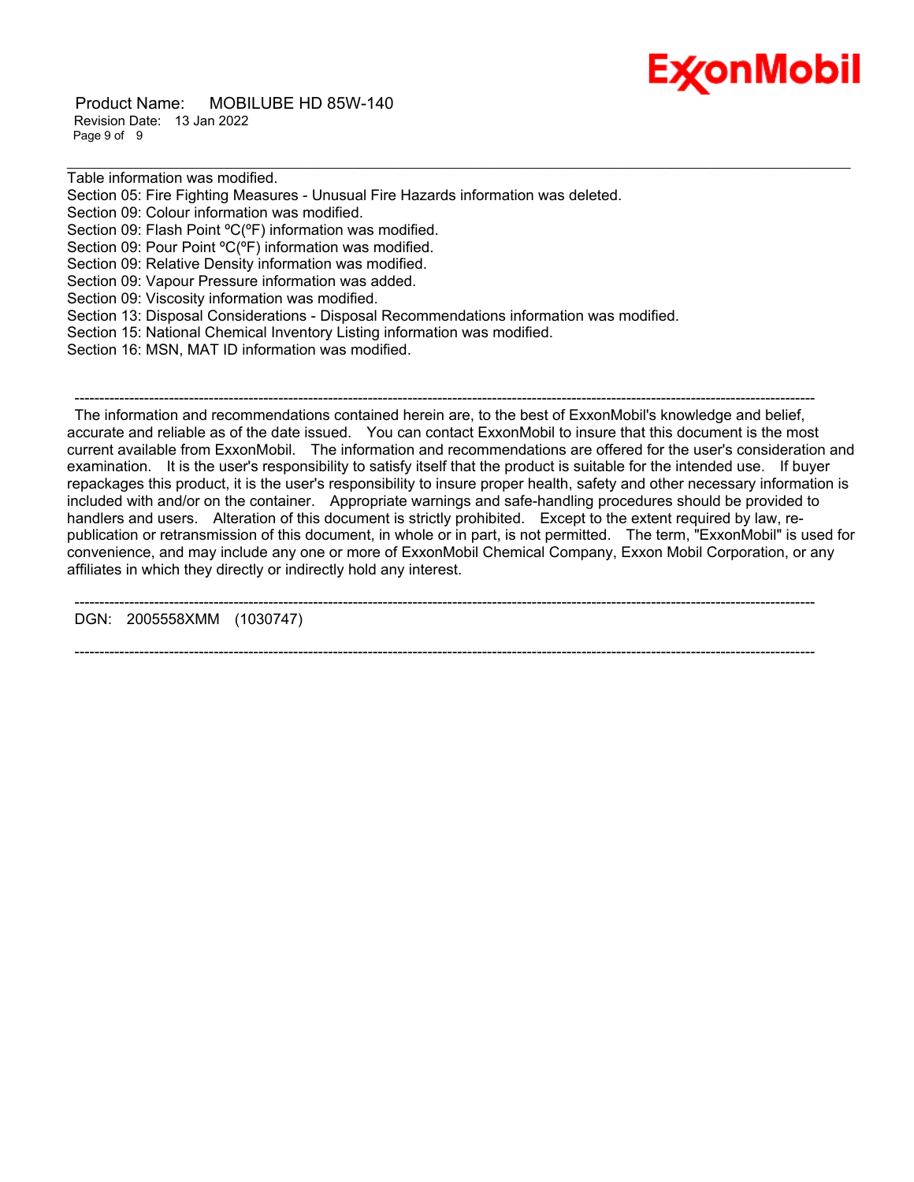Table information was modified.
Section 05: Fire Fighting Measures - Unusual Fire Hazards information was deleted.
Section 09: Colour information was modified.
Section 09: Flash Point ºC(ºF) information was modified.
Section 09: Pour Point ºC(ºF) information was modified.
Section 09: Relative Density information was modified.
Section 09: Vapour Pressure information was added.
Section 09: Viscosity information was modified.
Section 13: Disposal Considerations - Disposal Recommendations information was modified.
Section 15: National Chemical Inventory Listing information was modified.
Section 16: MSN, MAT ID information was modified.

---

The information and recommendations contained herein are, to the best of ExxonMobil's knowledge and belief, accurate and reliable as of the date issued. You can contact ExxonMobil to insure that this document is the most current available from ExxonMobil. The information and recommendations are offered for the user's consideration and examination. It is the user's responsibility to satisfy itself that the product is suitable for the intended use. If buyer repackages this product, it is the user's responsibility to insure proper health, safety and other necessary information is included with and/or on the container. Appropriate warnings and safe-handling procedures should be provided to handlers and users. Alteration of this document is strictly prohibited. Except to the extent required by law, re-publication or retransmission of this document, in whole or in part, is not permitted. The term, "ExxonMobil" is used for convenience, and may include any one or more of ExxonMobil Chemical Company, Exxon Mobil Corporation, or any affiliates in which they directly or indirectly hold any interest.

---

DGN: 2005558XMM (1030747)

---